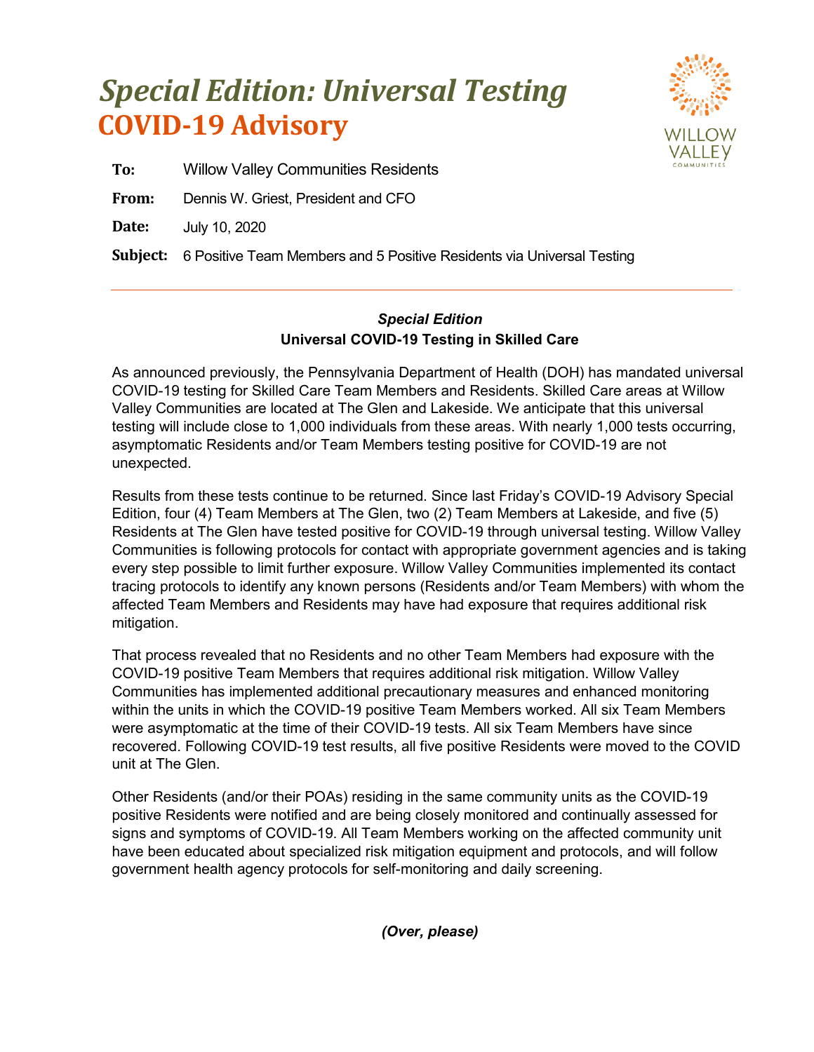# *Special Edition: Universal Testing*
# COVID-19 Advisory

**To:** Willow Valley Communities Residents

**From:** Dennis W. Griest, President and CFO

**Date:** July 10, 2020

**Subject:** 6 Positive Team Members and 5 Positive Residents via Universal Testing

---

***Special Edition***
**Universal COVID-19 Testing in Skilled Care**

As announced previously, the Pennsylvania Department of Health (DOH) has mandated universal COVID-19 testing for Skilled Care Team Members and Residents. Skilled Care areas at Willow Valley Communities are located at The Glen and Lakeside. We anticipate that this universal testing will include close to 1,000 individuals from these areas. With nearly 1,000 tests occurring, asymptomatic Residents and/or Team Members testing positive for COVID-19 are not unexpected.

Results from these tests continue to be returned. Since last Friday's COVID-19 Advisory Special Edition, four (4) Team Members at The Glen, two (2) Team Members at Lakeside, and five (5) Residents at The Glen have tested positive for COVID-19 through universal testing. Willow Valley Communities is following protocols for contact with appropriate government agencies and is taking every step possible to limit further exposure. Willow Valley Communities implemented its contact tracing protocols to identify any known persons (Residents and/or Team Members) with whom the affected Team Members and Residents may have had exposure that requires additional risk mitigation.

That process revealed that no Residents and no other Team Members had exposure with the COVID-19 positive Team Members that requires additional risk mitigation. Willow Valley Communities has implemented additional precautionary measures and enhanced monitoring within the units in which the COVID-19 positive Team Members worked. All six Team Members were asymptomatic at the time of their COVID-19 tests. All six Team Members have since recovered. Following COVID-19 test results, all five positive Residents were moved to the COVID unit at The Glen.

Other Residents (and/or their POAs) residing in the same community units as the COVID-19 positive Residents were notified and are being closely monitored and continually assessed for signs and symptoms of COVID-19. All Team Members working on the affected community unit have been educated about specialized risk mitigation equipment and protocols, and will follow government health agency protocols for self-monitoring and daily screening.

***(Over, please)***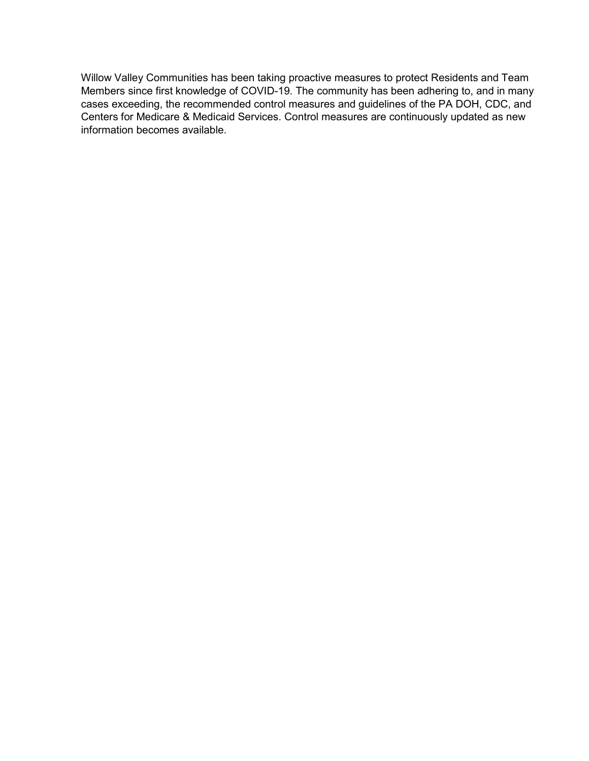Willow Valley Communities has been taking proactive measures to protect Residents and Team Members since first knowledge of COVID-19. The community has been adhering to, and in many cases exceeding, the recommended control measures and guidelines of the PA DOH, CDC, and Centers for Medicare & Medicaid Services. Control measures are continuously updated as new information becomes available.